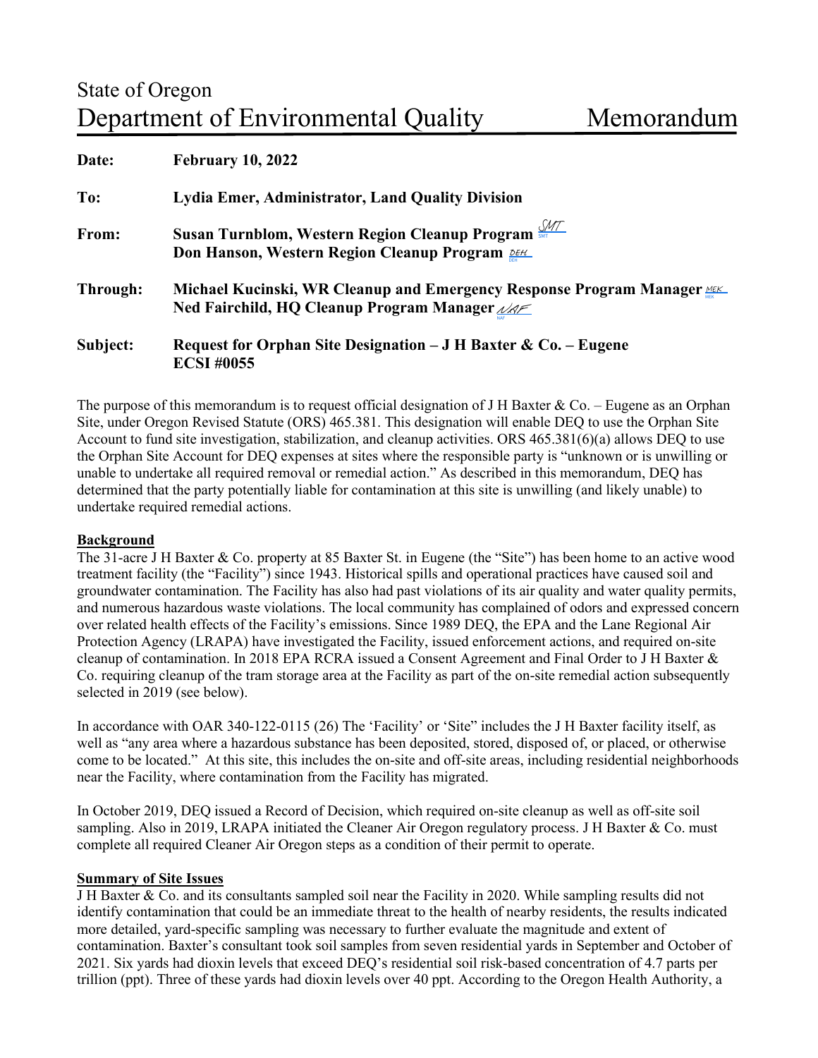# State of Oregon
# Department of Environmental Quality Memorandum

**Date:** **February 10, 2022**

**To:** **Lydia Emer, Administrator, Land Quality Division**

**From:** **Susan Turnblom, Western Region Cleanup Program** SMT
**Don Hanson, Western Region Cleanup Program** DEH

**Through:** **Michael Kucinski, WR Cleanup and Emergency Response Program Manager** MEK
**Ned Fairchild, HQ Cleanup Program Manager** NAF

**Subject:** **Request for Orphan Site Designation – J H Baxter & Co. – Eugene ECSI #0055**

The purpose of this memorandum is to request official designation of J H Baxter & Co. – Eugene as an Orphan Site, under Oregon Revised Statute (ORS) 465.381. This designation will enable DEQ to use the Orphan Site Account to fund site investigation, stabilization, and cleanup activities. ORS 465.381(6)(a) allows DEQ to use the Orphan Site Account for DEQ expenses at sites where the responsible party is "unknown or is unwilling or unable to undertake all required removal or remedial action." As described in this memorandum, DEQ has determined that the party potentially liable for contamination at this site is unwilling (and likely unable) to undertake required remedial actions.

## Background

The 31-acre J H Baxter & Co. property at 85 Baxter St. in Eugene (the "Site") has been home to an active wood treatment facility (the "Facility") since 1943. Historical spills and operational practices have caused soil and groundwater contamination. The Facility has also had past violations of its air quality and water quality permits, and numerous hazardous waste violations. The local community has complained of odors and expressed concern over related health effects of the Facility's emissions. Since 1989 DEQ, the EPA and the Lane Regional Air Protection Agency (LRAPA) have investigated the Facility, issued enforcement actions, and required on-site cleanup of contamination. In 2018 EPA RCRA issued a Consent Agreement and Final Order to J H Baxter & Co. requiring cleanup of the tram storage area at the Facility as part of the on-site remedial action subsequently selected in 2019 (see below).

In accordance with OAR 340-122-0115 (26) The 'Facility' or 'Site" includes the J H Baxter facility itself, as well as "any area where a hazardous substance has been deposited, stored, disposed of, or placed, or otherwise come to be located." At this site, this includes the on-site and off-site areas, including residential neighborhoods near the Facility, where contamination from the Facility has migrated.

In October 2019, DEQ issued a Record of Decision, which required on-site cleanup as well as off-site soil sampling. Also in 2019, LRAPA initiated the Cleaner Air Oregon regulatory process. J H Baxter & Co. must complete all required Cleaner Air Oregon steps as a condition of their permit to operate.

## Summary of Site Issues

J H Baxter & Co. and its consultants sampled soil near the Facility in 2020. While sampling results did not identify contamination that could be an immediate threat to the health of nearby residents, the results indicated more detailed, yard-specific sampling was necessary to further evaluate the magnitude and extent of contamination. Baxter's consultant took soil samples from seven residential yards in September and October of 2021. Six yards had dioxin levels that exceed DEQ's residential soil risk-based concentration of 4.7 parts per trillion (ppt). Three of these yards had dioxin levels over 40 ppt. According to the Oregon Health Authority, a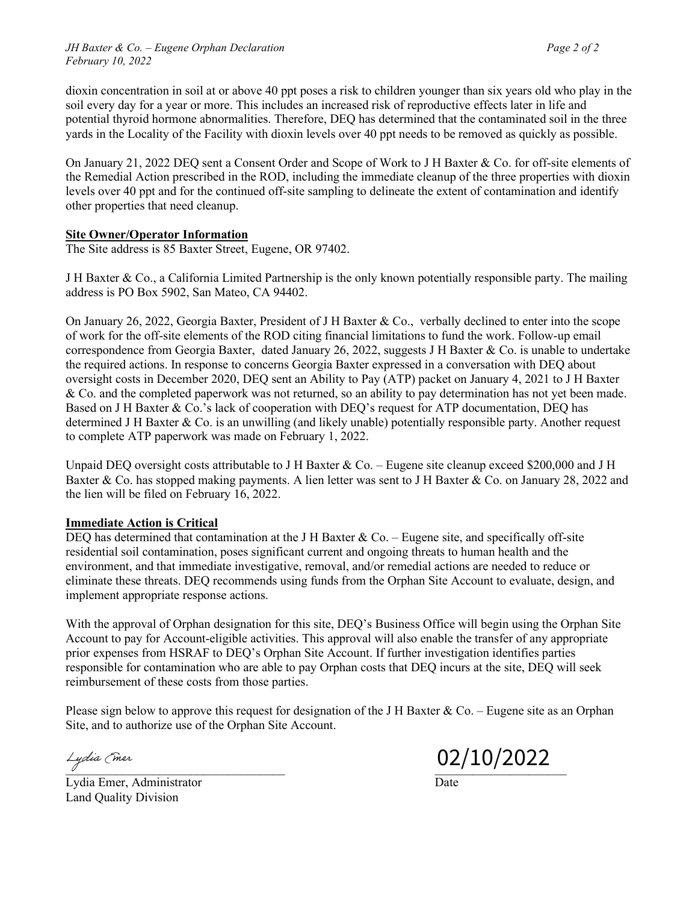dioxin concentration in soil at or above 40 ppt poses a risk to children younger than six years old who play in the soil every day for a year or more. This includes an increased risk of reproductive effects later in life and potential thyroid hormone abnormalities. Therefore, DEQ has determined that the contaminated soil in the three yards in the Locality of the Facility with dioxin levels over 40 ppt needs to be removed as quickly as possible.

On January 21, 2022 DEQ sent a Consent Order and Scope of Work to J H Baxter & Co. for off-site elements of the Remedial Action prescribed in the ROD, including the immediate cleanup of the three properties with dioxin levels over 40 ppt and for the continued off-site sampling to delineate the extent of contamination and identify other properties that need cleanup.

**Site Owner/Operator Information**

The Site address is 85 Baxter Street, Eugene, OR 97402.

J H Baxter & Co., a California Limited Partnership is the only known potentially responsible party. The mailing address is PO Box 5902, San Mateo, CA 94402.

On January 26, 2022, Georgia Baxter, President of J H Baxter & Co., verbally declined to enter into the scope of work for the off-site elements of the ROD citing financial limitations to fund the work. Follow-up email correspondence from Georgia Baxter, dated January 26, 2022, suggests J H Baxter & Co. is unable to undertake the required actions. In response to concerns Georgia Baxter expressed in a conversation with DEQ about oversight costs in December 2020, DEQ sent an Ability to Pay (ATP) packet on January 4, 2021 to J H Baxter & Co. and the completed paperwork was not returned, so an ability to pay determination has not yet been made. Based on J H Baxter & Co.'s lack of cooperation with DEQ's request for ATP documentation, DEQ has determined J H Baxter & Co. is an unwilling (and likely unable) potentially responsible party. Another request to complete ATP paperwork was made on February 1, 2022.

Unpaid DEQ oversight costs attributable to J H Baxter & Co. – Eugene site cleanup exceed $200,000 and J H Baxter & Co. has stopped making payments. A lien letter was sent to J H Baxter & Co. on January 28, 2022 and the lien will be filed on February 16, 2022.

**Immediate Action is Critical**

DEQ has determined that contamination at the J H Baxter & Co. – Eugene site, and specifically off-site residential soil contamination, poses significant current and ongoing threats to human health and the environment, and that immediate investigative, removal, and/or remedial actions are needed to reduce or eliminate these threats. DEQ recommends using funds from the Orphan Site Account to evaluate, design, and implement appropriate response actions.

With the approval of Orphan designation for this site, DEQ's Business Office will begin using the Orphan Site Account to pay for Account-eligible activities. This approval will also enable the transfer of any appropriate prior expenses from HSRAF to DEQ's Orphan Site Account. If further investigation identifies parties responsible for contamination who are able to pay Orphan costs that DEQ incurs at the site, DEQ will seek reimbursement of these costs from those parties.

Please sign below to approve this request for designation of the J H Baxter & Co. – Eugene site as an Orphan Site, and to authorize use of the Orphan Site Account.

*Lydia Emer* ______________________ 02/10/2022 ______________

Lydia Emer, Administrator — Date

Land Quality Division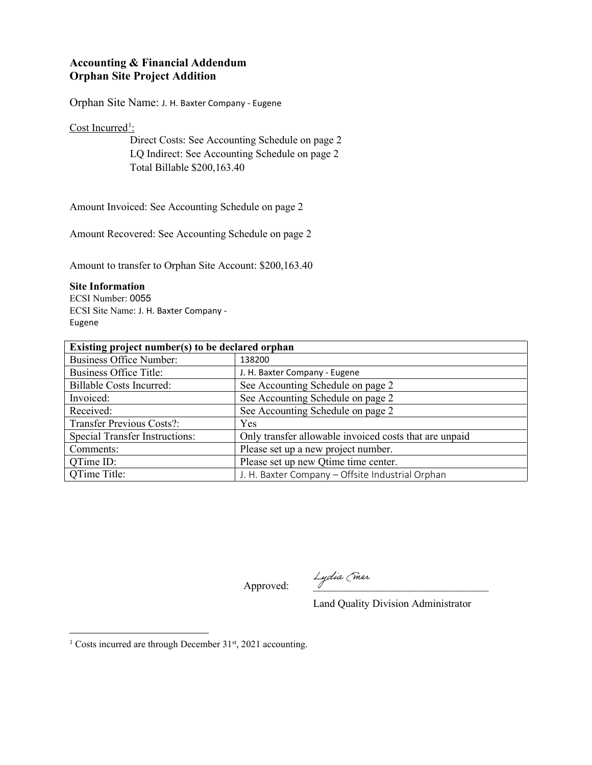**Accounting & Financial Addendum**
**Orphan Site Project Addition**

Orphan Site Name: J. H. Baxter Company - Eugene

Cost Incurred[1]:

Direct Costs: See Accounting Schedule on page 2
LQ Indirect: See Accounting Schedule on page 2
Total Billable $200,163.40

Amount Invoiced: See Accounting Schedule on page 2

Amount Recovered: See Accounting Schedule on page 2

Amount to transfer to Orphan Site Account: $200,163.40

**Site Information**
ECSI Number: 0055
ECSI Site Name: J. H. Baxter Company - Eugene

| **Existing project number(s) to be declared orphan** | |
|---|---|
| Business Office Number: | 138200 |
| Business Office Title: | J. H. Baxter Company - Eugene |
| Billable Costs Incurred: | See Accounting Schedule on page 2 |
| Invoiced: | See Accounting Schedule on page 2 |
| Received: | See Accounting Schedule on page 2 |
| Transfer Previous Costs?: | Yes |
| Special Transfer Instructions: | Only transfer allowable invoiced costs that are unpaid |
| Comments: | Please set up a new project number. |
| QTime ID: | Please set up new Qtime time center. |
| QTime Title: | J. H. Baxter Company – Offsite Industrial Orphan |

Approved: Lydia Emer
Land Quality Division Administrator

[1] Costs incurred are through December 31st, 2021 accounting.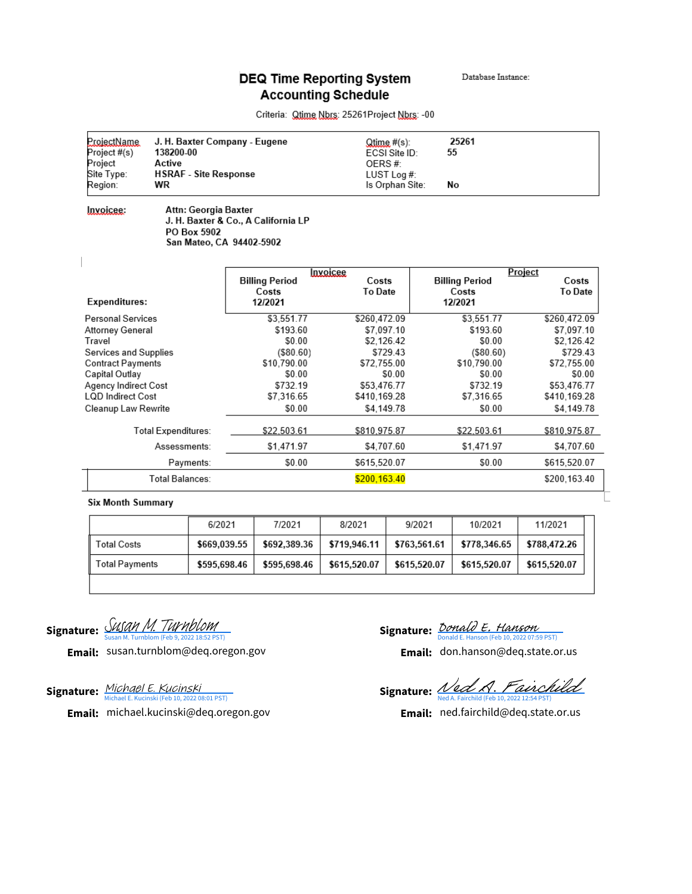# DEQ Time Reporting System
## Accounting Schedule

Database Instance:

Criteria: Qtime Nbrs: 25261Project Nbrs: -00

| | | | |
|---|---|---|---|
| ProjectName | J. H. Baxter Company - Eugene | Qtime #(s): | 25261 |
| Project #(s) | 138200-00 | ECSI Site ID: | 55 |
| Project | Active | OERS #: | |
| Site Type: | HSRAF - Site Response | LUST Log #: | |
| Region: | WR | Is Orphan Site: | No |

**Invoicee:**

**Attn: Georgia Baxter**
**J. H. Baxter & Co., A California LP**
**PO Box 5902**
**San Mateo, CA 94402-5902**

| Expenditures: | Invoicee: Billing Period Costs 12/2021 | Invoicee: Costs To Date | Project: Billing Period Costs 12/2021 | Project: Costs To Date |
|---|---|---|---|---|
| Personal Services | $3,551.77 | $260,472.09 | $3,551.77 | $260,472.09 |
| Attorney General | $193.60 | $7,097.10 | $193.60 | $7,097.10 |
| Travel | $0.00 | $2,126.42 | $0.00 | $2,126.42 |
| Services and Supplies | ($80.60) | $729.43 | ($80.60) | $729.43 |
| Contract Payments | $10,790.00 | $72,755.00 | $10,790.00 | $72,755.00 |
| Capital Outlay | $0.00 | $0.00 | $0.00 | $0.00 |
| Agency Indirect Cost | $732.19 | $53,476.77 | $732.19 | $53,476.77 |
| LQD Indirect Cost | $7,316.65 | $410,169.28 | $7,316.65 | $410,169.28 |
| Cleanup Law Rewrite | $0.00 | $4,149.78 | $0.00 | $4,149.78 |
| Total Expenditures: | $22,503.61 | $810,975.87 | $22,503.61 | $810,975.87 |
| Assessments: | $1,471.97 | $4,707.60 | $1,471.97 | $4,707.60 |
| Payments: | $0.00 | $615,520.07 | $0.00 | $615,520.07 |
| Total Balances: | | $200,163.40 | | $200,163.40 |

**Six Month Summary**

| | 6/2021 | 7/2021 | 8/2021 | 9/2021 | 10/2021 | 11/2021 |
|---|---|---|---|---|---|---|
| Total Costs | **$669,039.55** | **$692,389.36** | **$719,946.11** | **$763,561.61** | **$778,346.65** | **$788,472.26** |
| Total Payments | **$595,698.46** | **$595,698.46** | **$615,520.07** | **$615,520.07** | **$615,520.07** | **$615,520.07** |

**Signature:** Susan M. Turnblom
Susan M. Turnblom (Feb 9, 2022 18:52 PST)
**Email:** susan.turnblom@deq.oregon.gov

**Signature:** Donald E. Hanson
Donald E. Hanson (Feb 10, 2022 07:59 PST)
**Email:** don.hanson@deq.state.or.us

**Signature:** Michael E. Kucinski
Michael E. Kucinski (Feb 10, 2022 08:01 PST)
**Email:** michael.kucinski@deq.oregon.gov

**Signature:** Ned A. Fairchild
Ned A. Fairchild (Feb 10, 2022 12:54 PST)
**Email:** ned.fairchild@deq.state.or.us